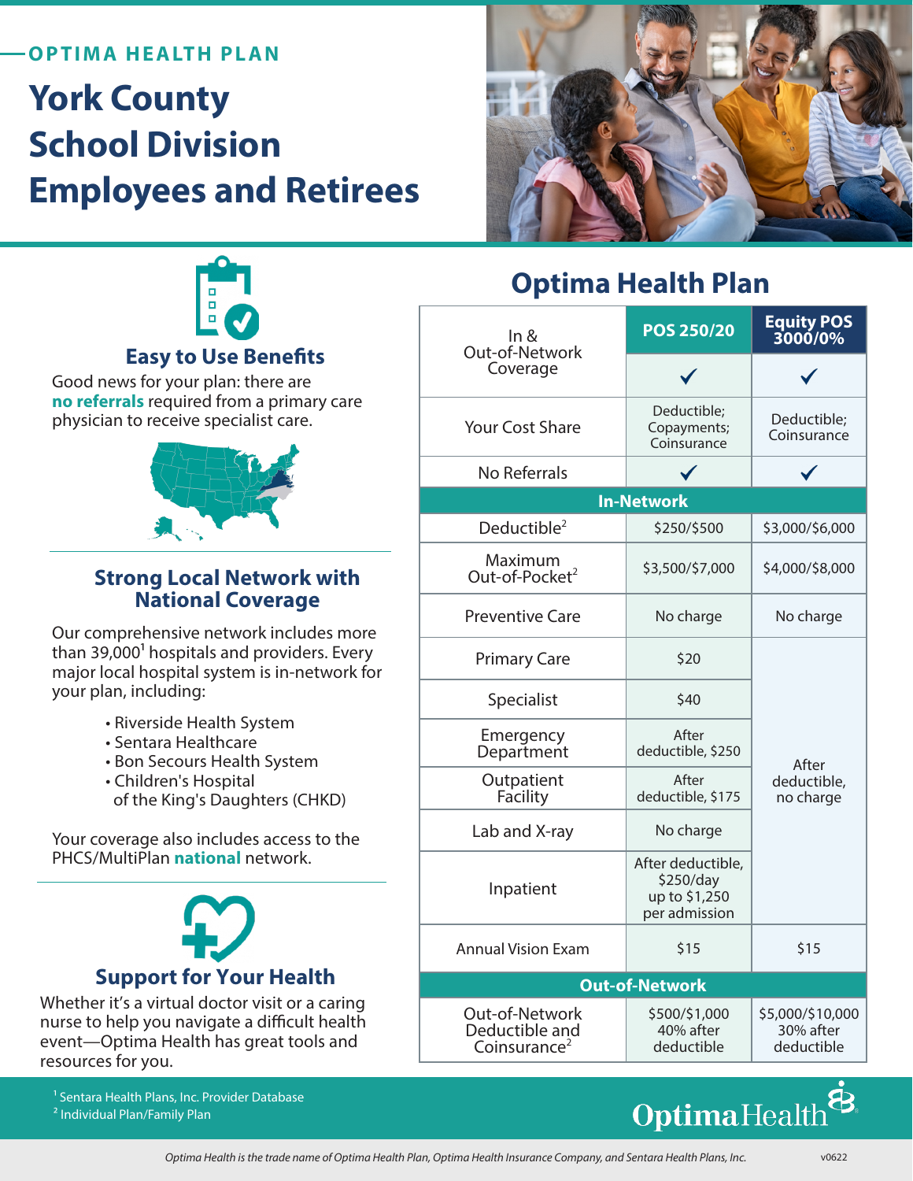OPTIMA HEALTH PLAN

# York County School Division Employees and Retirees

## Easy to Use Benefits

Good news for your plan: there are **no referrals** required from a primary care physician to receive specialist care.

## Strong Local Network with National Coverage

Our comprehensive network includes more than 39,000[1] hospitals and providers. Every major local hospital system is in-network for your plan, including:

- Riverside Health System
- Sentara Healthcare
- Bon Secours Health System
- Children's Hospital of the King's Daughters (CHKD)

Your coverage also includes access to the PHCS/MultiPlan **national** network.

## Support for Your Health

Whether it's a virtual doctor visit or a caring nurse to help you navigate a difficult health event—Optima Health has great tools and resources for you.

## Optima Health Plan

| | POS 250/20 | Equity POS 3000/0% |
|---|---|---|
| In & Out-of-Network Coverage | ✓ | ✓ |
| Your Cost Share | Deductible; Copayments; Coinsurance | Deductible; Coinsurance |
| No Referrals | ✓ | ✓ |
| **In-Network** | | |
| Deductible[2] | $250/$500 | $3,000/$6,000 |
| Maximum Out-of-Pocket[2] | $3,500/$7,000 | $4,000/$8,000 |
| Preventive Care | No charge | No charge |
| Primary Care | $20 | After deductible, no charge |
| Specialist | $40 | After deductible, no charge |
| Emergency Department | After deductible, $250 | After deductible, no charge |
| Outpatient Facility | After deductible, $175 | After deductible, no charge |
| Lab and X-ray | No charge | After deductible, no charge |
| Inpatient | After deductible, $250/day up to $1,250 per admission | After deductible, no charge |
| Annual Vision Exam | $15 | $15 |
| **Out-of-Network** | | |
| Out-of-Network Deductible and Coinsurance[2] | $500/$1,000 40% after deductible | $5,000/$10,000 30% after deductible |

[1] Sentara Health Plans, Inc. Provider Database
[2] Individual Plan/Family Plan

OptimaHealth

*Optima Health is the trade name of Optima Health Plan, Optima Health Insurance Company, and Sentara Health Plans, Inc.*

v0622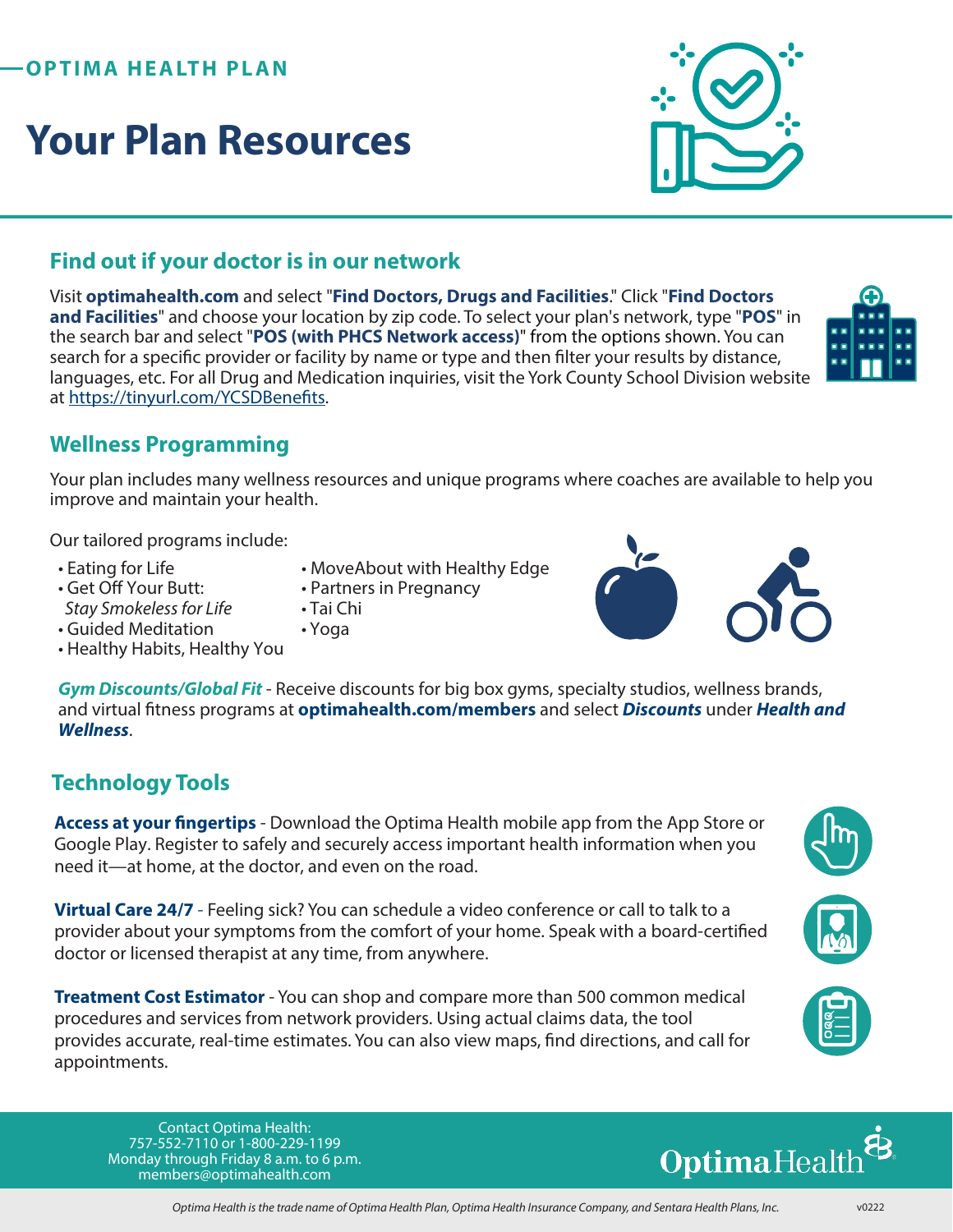OPTIMA HEALTH PLAN

# Your Plan Resources

## Find out if your doctor is in our network

Visit **optimahealth.com** and select "**Find Doctors, Drugs and Facilities**." Click "**Find Doctors and Facilities**" and choose your location by zip code. To select your plan's network, type "**POS**" in the search bar and select "**POS (with PHCS Network access)**" from the options shown. You can search for a specific provider or facility by name or type and then filter your results by distance, languages, etc. For all Drug and Medication inquiries, visit the York County School Division website at https://tinyurl.com/YCSDBenefits.

## Wellness Programming

Your plan includes many wellness resources and unique programs where coaches are available to help you improve and maintain your health.

Our tailored programs include:

- Eating for Life
- Get Off Your Butt: *Stay Smokeless for Life*
- Guided Meditation
- Healthy Habits, Healthy You
- MoveAbout with Healthy Edge
- Partners in Pregnancy
- Tai Chi
- Yoga

***Gym Discounts/Global Fit*** - Receive discounts for big box gyms, specialty studios, wellness brands, and virtual fitness programs at **optimahealth.com/members** and select ***Discounts*** under ***Health and Wellness***.

## Technology Tools

**Access at your fingertips** - Download the Optima Health mobile app from the App Store or Google Play. Register to safely and securely access important health information when you need it—at home, at the doctor, and even on the road.

**Virtual Care 24/7** - Feeling sick? You can schedule a video conference or call to talk to a provider about your symptoms from the comfort of your home. Speak with a board-certified doctor or licensed therapist at any time, from anywhere.

**Treatment Cost Estimator** - You can shop and compare more than 500 common medical procedures and services from network providers. Using actual claims data, the tool provides accurate, real-time estimates. You can also view maps, find directions, and call for appointments.

Contact Optima Health:
757-552-7110 or 1-800-229-1199
Monday through Friday 8 a.m. to 6 p.m.
members@optimahealth.com

OptimaHealth

*Optima Health is the trade name of Optima Health Plan, Optima Health Insurance Company, and Sentara Health Plans, Inc.*

v0222